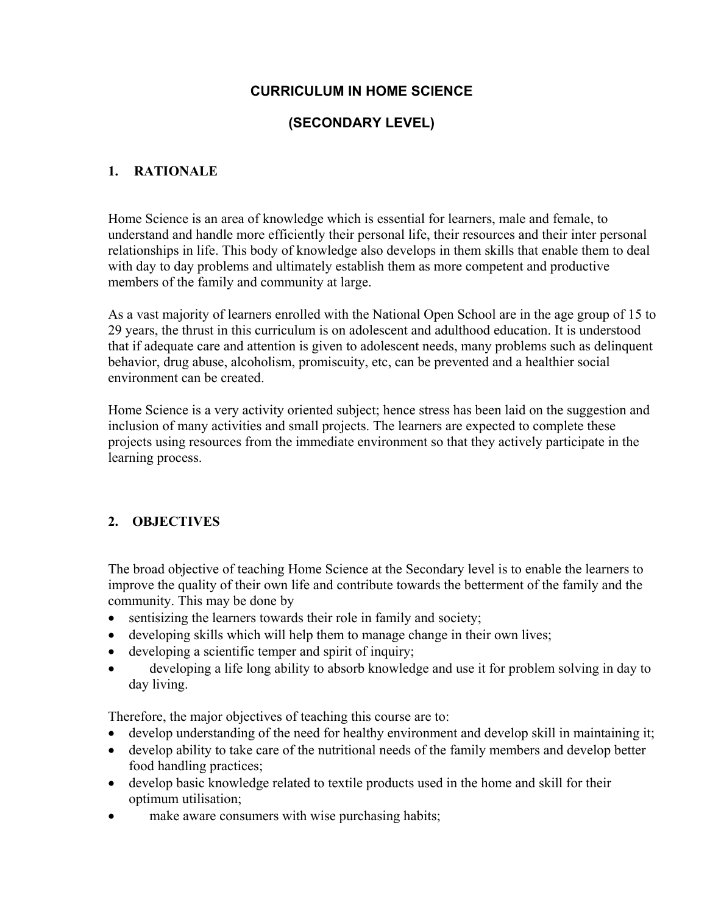# CURRICULUM IN HOME SCIENCE

# (SECONDARY LEVEL)

## 1. RATIONALE

Home Science is an area of knowledge which is essential for learners, male and female, to understand and handle more efficiently their personal life, their resources and their inter personal relationships in life. This body of knowledge also develops in them skills that enable them to deal with day to day problems and ultimately establish them as more competent and productive members of the family and community at large.

As a vast majority of learners enrolled with the National Open School are in the age group of 15 to 29 years, the thrust in this curriculum is on adolescent and adulthood education. It is understood that if adequate care and attention is given to adolescent needs, many problems such as delinquent behavior, drug abuse, alcoholism, promiscuity, etc, can be prevented and a healthier social environment can be created.

Home Science is a very activity oriented subject; hence stress has been laid on the suggestion and inclusion of many activities and small projects. The learners are expected to complete these projects using resources from the immediate environment so that they actively participate in the learning process.

## 2. OBJECTIVES

The broad objective of teaching Home Science at the Secondary level is to enable the learners to improve the quality of their own life and contribute towards the betterment of the family and the community. This may be done by

- sentisizing the learners towards their role in family and society;
- developing skills which will help them to manage change in their own lives;
- developing a scientific temper and spirit of inquiry;
- developing a life long ability to absorb knowledge and use it for problem solving in day to day living.

Therefore, the major objectives of teaching this course are to:

- develop understanding of the need for healthy environment and develop skill in maintaining it;
- develop ability to take care of the nutritional needs of the family members and develop better food handling practices;
- develop basic knowledge related to textile products used in the home and skill for their optimum utilisation;
- make aware consumers with wise purchasing habits;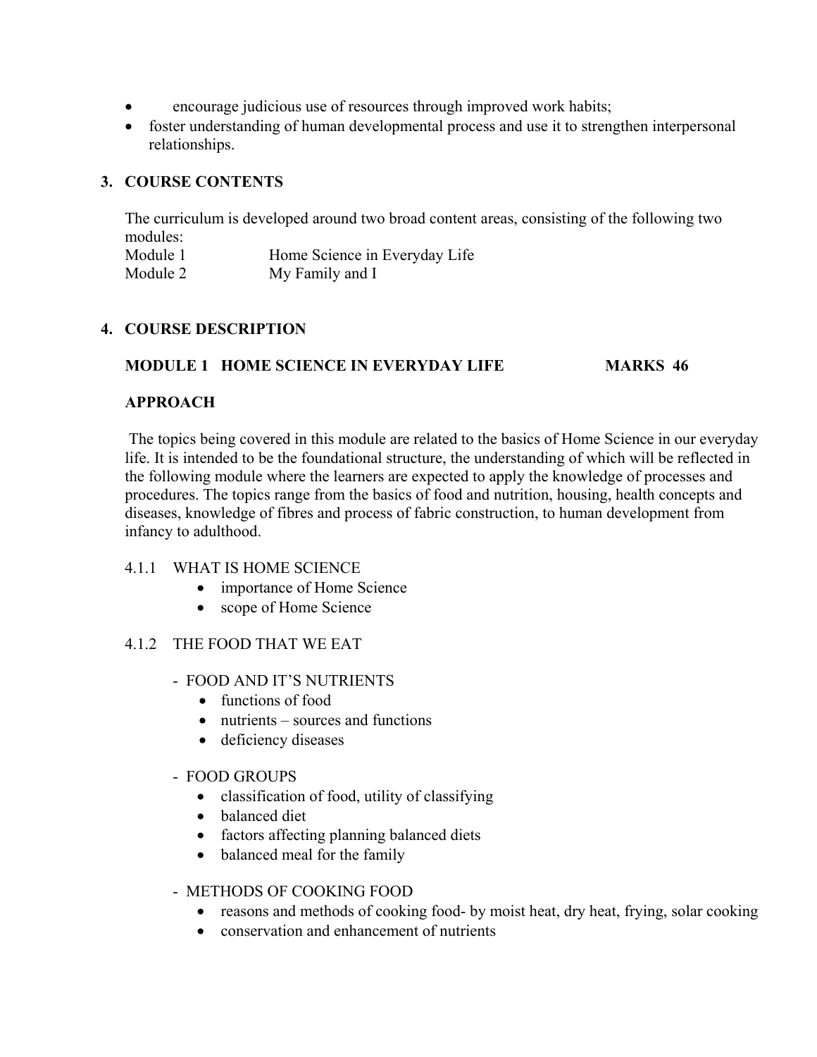- encourage judicious use of resources through improved work habits;
- foster understanding of human developmental process and use it to strengthen interpersonal relationships.

## 3. COURSE CONTENTS

The curriculum is developed around two broad content areas, consisting of the following two modules:

Module 1 Home Science in Everyday Life
Module 2 My Family and I

## 4. COURSE DESCRIPTION

### MODULE 1 HOME SCIENCE IN EVERYDAY LIFE MARKS 46

### APPROACH

The topics being covered in this module are related to the basics of Home Science in our everyday life. It is intended to be the foundational structure, the understanding of which will be reflected in the following module where the learners are expected to apply the knowledge of processes and procedures. The topics range from the basics of food and nutrition, housing, health concepts and diseases, knowledge of fibres and process of fabric construction, to human development from infancy to adulthood.

4.1.1 WHAT IS HOME SCIENCE

- importance of Home Science
- scope of Home Science

4.1.2 THE FOOD THAT WE EAT

- FOOD AND IT'S NUTRIENTS
  - functions of food
  - nutrients – sources and functions
  - deficiency diseases

- FOOD GROUPS
  - classification of food, utility of classifying
  - balanced diet
  - factors affecting planning balanced diets
  - balanced meal for the family

- METHODS OF COOKING FOOD
  - reasons and methods of cooking food- by moist heat, dry heat, frying, solar cooking
  - conservation and enhancement of nutrients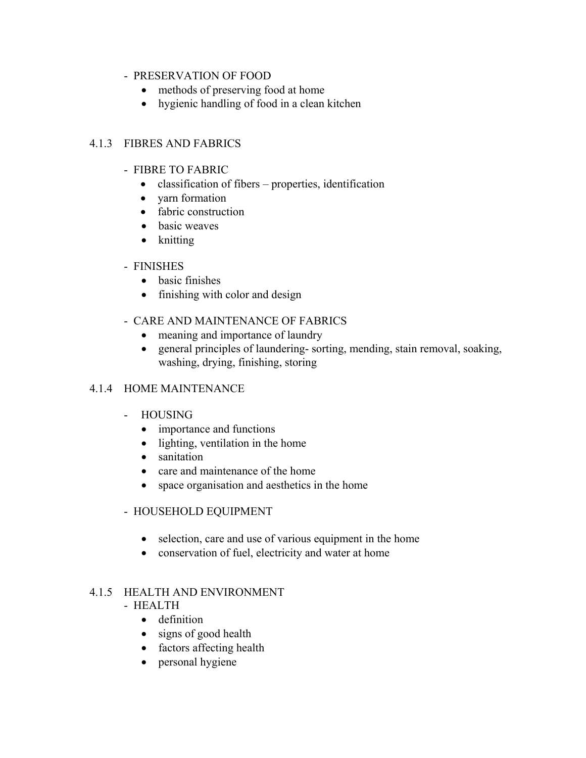- PRESERVATION OF FOOD
  - methods of preserving food at home
  - hygienic handling of food in a clean kitchen

### 4.1.3 FIBRES AND FABRICS

- FIBRE TO FABRIC
  - classification of fibers – properties, identification
  - yarn formation
  - fabric construction
  - basic weaves
  - knitting

- FINISHES
  - basic finishes
  - finishing with color and design

- CARE AND MAINTENANCE OF FABRICS
  - meaning and importance of laundry
  - general principles of laundering- sorting, mending, stain removal, soaking, washing, drying, finishing, storing

### 4.1.4 HOME MAINTENANCE

- HOUSING
  - importance and functions
  - lighting, ventilation in the home
  - sanitation
  - care and maintenance of the home
  - space organisation and aesthetics in the home

- HOUSEHOLD EQUIPMENT
  - selection, care and use of various equipment in the home
  - conservation of fuel, electricity and water at home

### 4.1.5 HEALTH AND ENVIRONMENT

- HEALTH
  - definition
  - signs of good health
  - factors affecting health
  - personal hygiene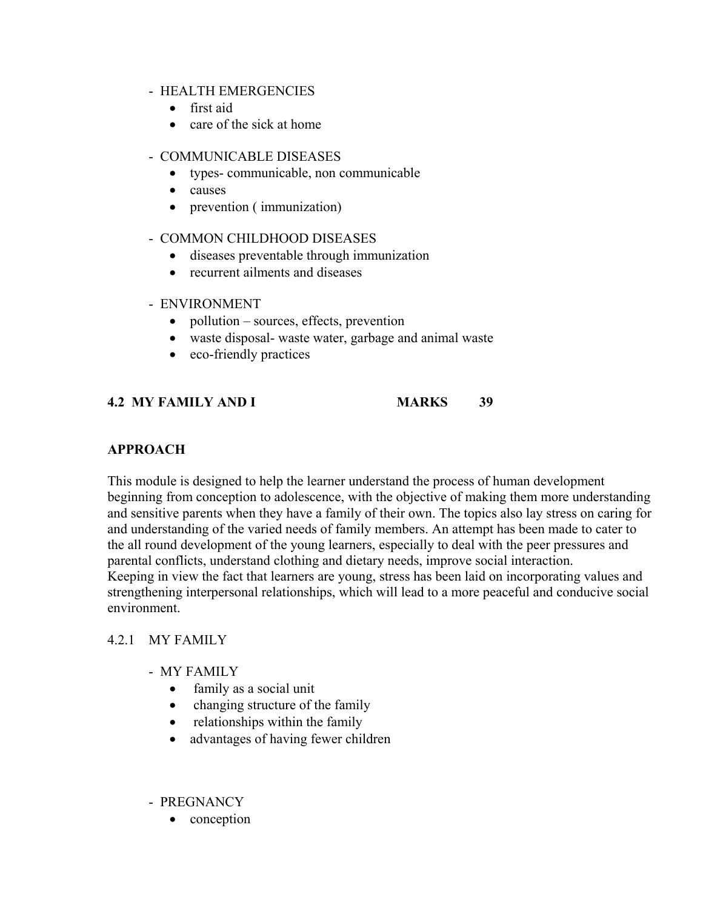- HEALTH EMERGENCIES
  - first aid
  - care of the sick at home

- COMMUNICABLE DISEASES
  - types- communicable, non communicable
  - causes
  - prevention ( immunization)

- COMMON CHILDHOOD DISEASES
  - diseases preventable through immunization
  - recurrent ailments and diseases

- ENVIRONMENT
  - pollution – sources, effects, prevention
  - waste disposal- waste water, garbage and animal waste
  - eco-friendly practices

**4.2 MY FAMILY AND I MARKS 39**

**APPROACH**

This module is designed to help the learner understand the process of human development beginning from conception to adolescence, with the objective of making them more understanding and sensitive parents when they have a family of their own. The topics also lay stress on caring for and understanding of the varied needs of family members. An attempt has been made to cater to the all round development of the young learners, especially to deal with the peer pressures and parental conflicts, understand clothing and dietary needs, improve social interaction.
Keeping in view the fact that learners are young, stress has been laid on incorporating values and strengthening interpersonal relationships, which will lead to a more peaceful and conducive social environment.

4.2.1 MY FAMILY

- MY FAMILY
  - family as a social unit
  - changing structure of the family
  - relationships within the family
  - advantages of having fewer children

- PREGNANCY
  - conception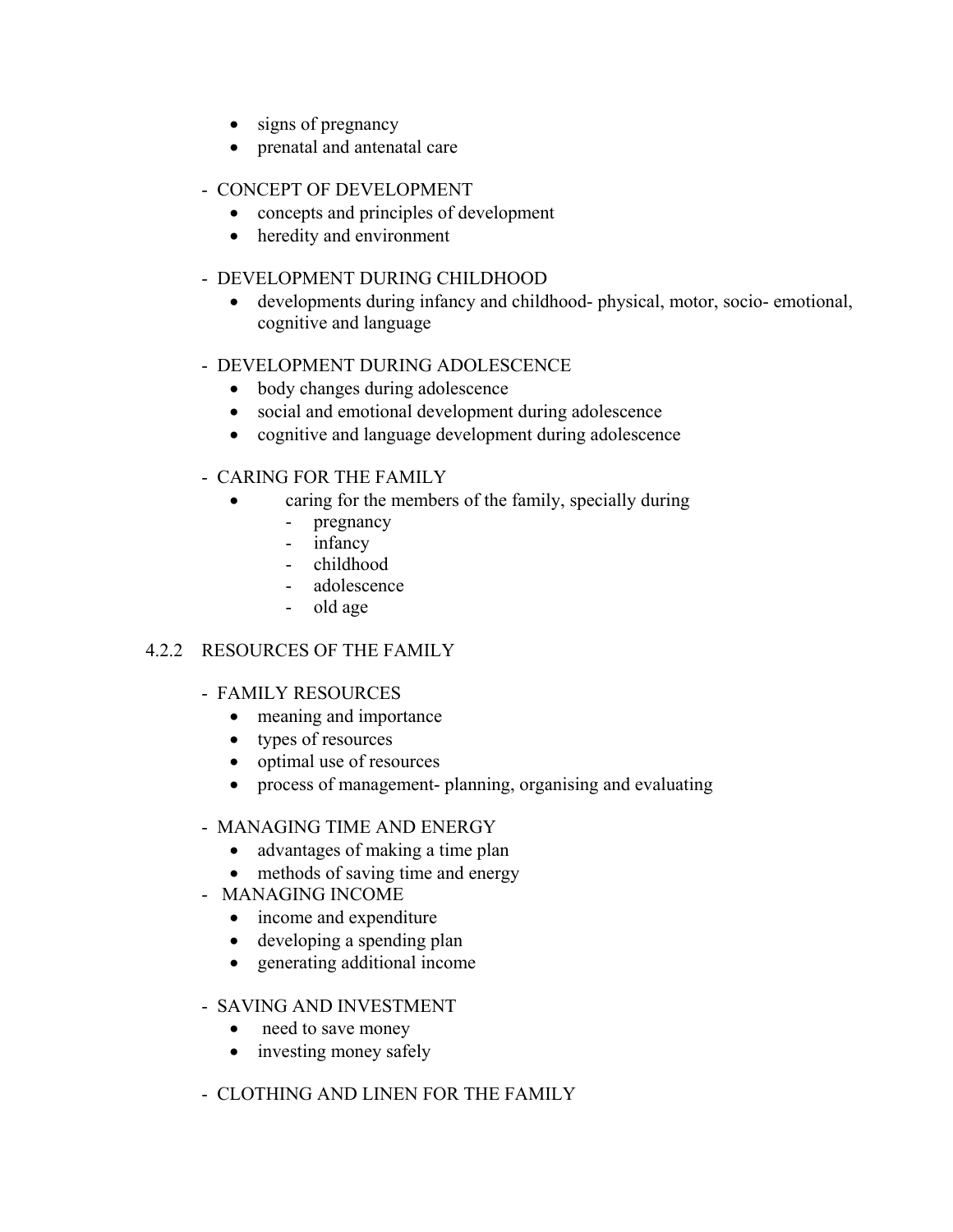- signs of pregnancy
- prenatal and antenatal care

- CONCEPT OF DEVELOPMENT
  - concepts and principles of development
  - heredity and environment

- DEVELOPMENT DURING CHILDHOOD
  - developments during infancy and childhood- physical, motor, socio- emotional, cognitive and language

- DEVELOPMENT DURING ADOLESCENCE
  - body changes during adolescence
  - social and emotional development during adolescence
  - cognitive and language development during adolescence

- CARING FOR THE FAMILY
  - caring for the members of the family, specially during
    - pregnancy
    - infancy
    - childhood
    - adolescence
    - old age

### 4.2.2 RESOURCES OF THE FAMILY

- FAMILY RESOURCES
  - meaning and importance
  - types of resources
  - optimal use of resources
  - process of management- planning, organising and evaluating

- MANAGING TIME AND ENERGY
  - advantages of making a time plan
  - methods of saving time and energy
- MANAGING INCOME
  - income and expenditure
  - developing a spending plan
  - generating additional income

- SAVING AND INVESTMENT
  - need to save money
  - investing money safely

- CLOTHING AND LINEN FOR THE FAMILY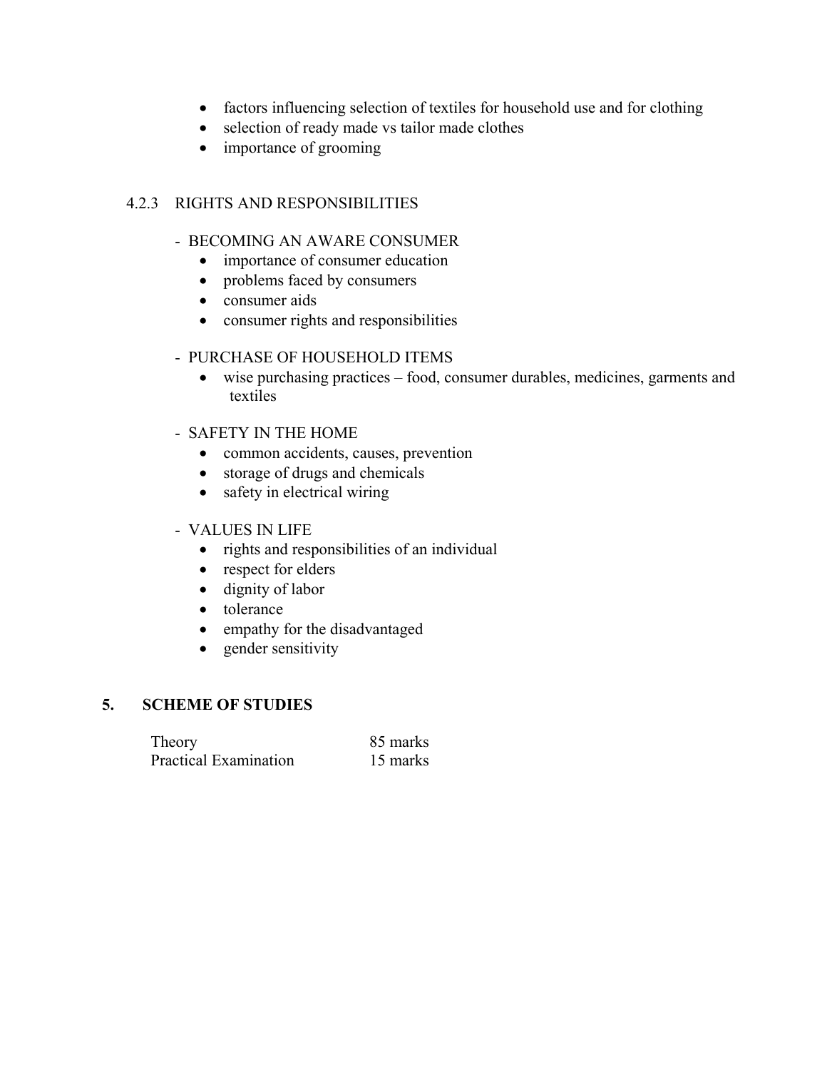- factors influencing selection of textiles for household use and for clothing
- selection of ready made vs tailor made clothes
- importance of grooming

### 4.2.3 RIGHTS AND RESPONSIBILITIES

- BECOMING AN AWARE CONSUMER
  - importance of consumer education
  - problems faced by consumers
  - consumer aids
  - consumer rights and responsibilities

- PURCHASE OF HOUSEHOLD ITEMS
  - wise purchasing practices – food, consumer durables, medicines, garments and textiles

- SAFETY IN THE HOME
  - common accidents, causes, prevention
  - storage of drugs and chemicals
  - safety in electrical wiring

- VALUES IN LIFE
  - rights and responsibilities of an individual
  - respect for elders
  - dignity of labor
  - tolerance
  - empathy for the disadvantaged
  - gender sensitivity

## 5. SCHEME OF STUDIES

| | |
|---|---|
| Theory | 85 marks |
| Practical Examination | 15 marks |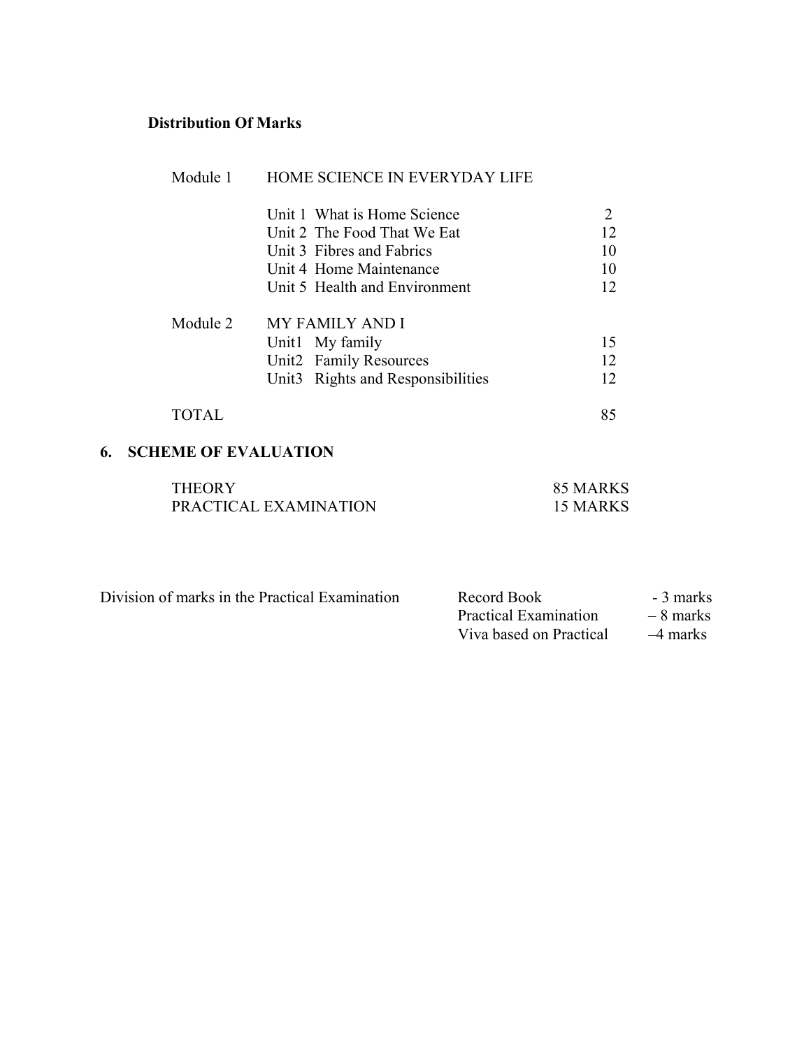**Distribution Of Marks**

| | | |
|---|---|---|
| Module 1 | HOME SCIENCE IN EVERYDAY LIFE | |
| | Unit 1 What is Home Science | 2 |
| | Unit 2 The Food That We Eat | 12 |
| | Unit 3 Fibres and Fabrics | 10 |
| | Unit 4 Home Maintenance | 10 |
| | Unit 5 Health and Environment | 12 |
| Module 2 | MY FAMILY AND I | |
| | Unit1 My family | 15 |
| | Unit2 Family Resources | 12 |
| | Unit3 Rights and Responsibilities | 12 |
| TOTAL | | 85 |

## 6. SCHEME OF EVALUATION

| | |
|---|---|
| THEORY | 85 MARKS |
| PRACTICAL EXAMINATION | 15 MARKS |

Division of marks in the Practical Examination

| | |
|---|---|
| Record Book | - 3 marks |
| Practical Examination | – 8 marks |
| Viva based on Practical | –4 marks |